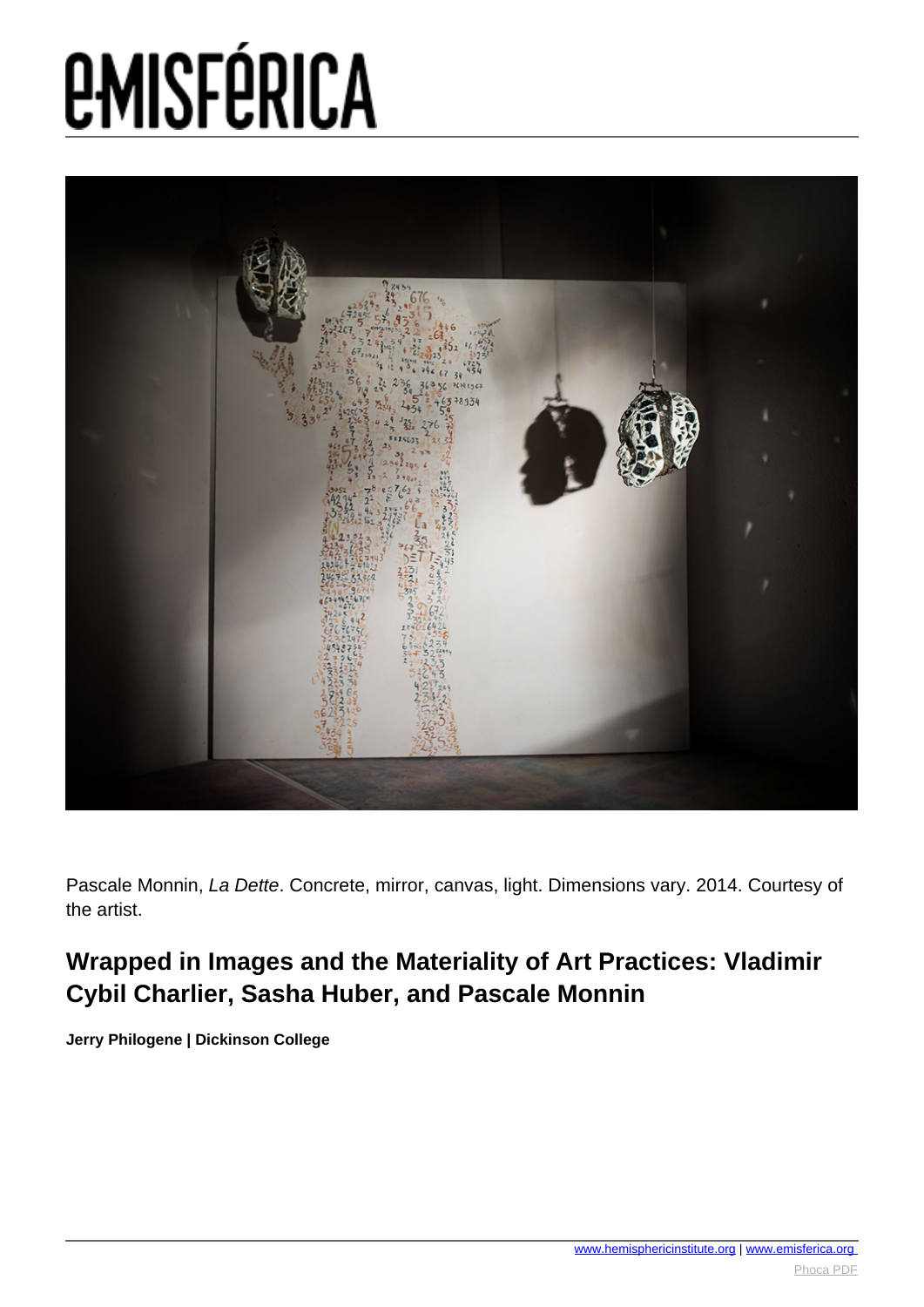Pascale Monnin, *La Dette*. Concrete, mirror, canvas, light. Dimensions vary. 2014. Courtesy of the artist.

## Wrapped in Images and the Materiality of Art Practices: Vladimir Cybil Charlier, Sasha Huber, and Pascale Monnin

**Jerry Philogene | Dickinson College**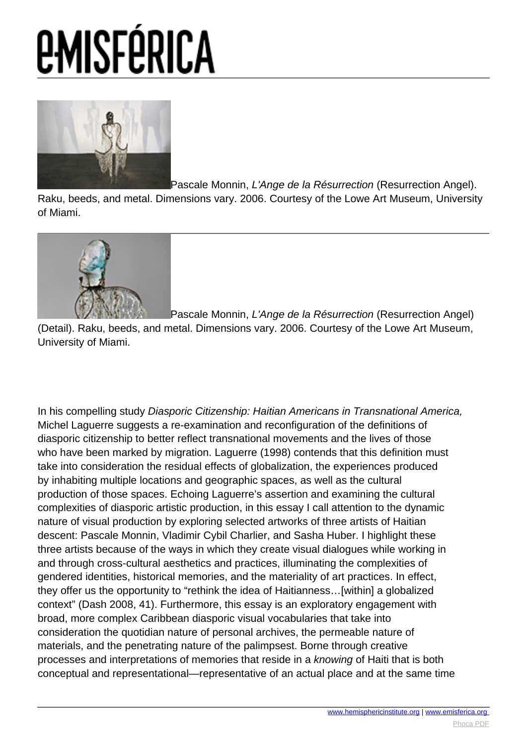Pascale Monnin, *L'Ange de la Résurrection* (Resurrection Angel). Raku, beeds, and metal. Dimensions vary. 2006. Courtesy of the Lowe Art Museum, University of Miami.

Pascale Monnin, *L'Ange de la Résurrection* (Resurrection Angel) (Detail). Raku, beeds, and metal. Dimensions vary. 2006. Courtesy of the Lowe Art Museum, University of Miami.

In his compelling study *Diasporic Citizenship: Haitian Americans in Transnational America,* Michel Laguerre suggests a re-examination and reconfiguration of the definitions of diasporic citizenship to better reflect transnational movements and the lives of those who have been marked by migration. Laguerre (1998) contends that this definition must take into consideration the residual effects of globalization, the experiences produced by inhabiting multiple locations and geographic spaces, as well as the cultural production of those spaces. Echoing Laguerre's assertion and examining the cultural complexities of diasporic artistic production, in this essay I call attention to the dynamic nature of visual production by exploring selected artworks of three artists of Haitian descent: Pascale Monnin, Vladimir Cybil Charlier, and Sasha Huber. I highlight these three artists because of the ways in which they create visual dialogues while working in and through cross-cultural aesthetics and practices, illuminating the complexities of gendered identities, historical memories, and the materiality of art practices. In effect, they offer us the opportunity to "rethink the idea of Haitianness…[within] a globalized context" (Dash 2008, 41). Furthermore, this essay is an exploratory engagement with broad, more complex Caribbean diasporic visual vocabularies that take into consideration the quotidian nature of personal archives, the permeable nature of materials, and the penetrating nature of the palimpsest. Borne through creative processes and interpretations of memories that reside in a *knowing* of Haiti that is both conceptual and representational—representative of an actual place and at the same time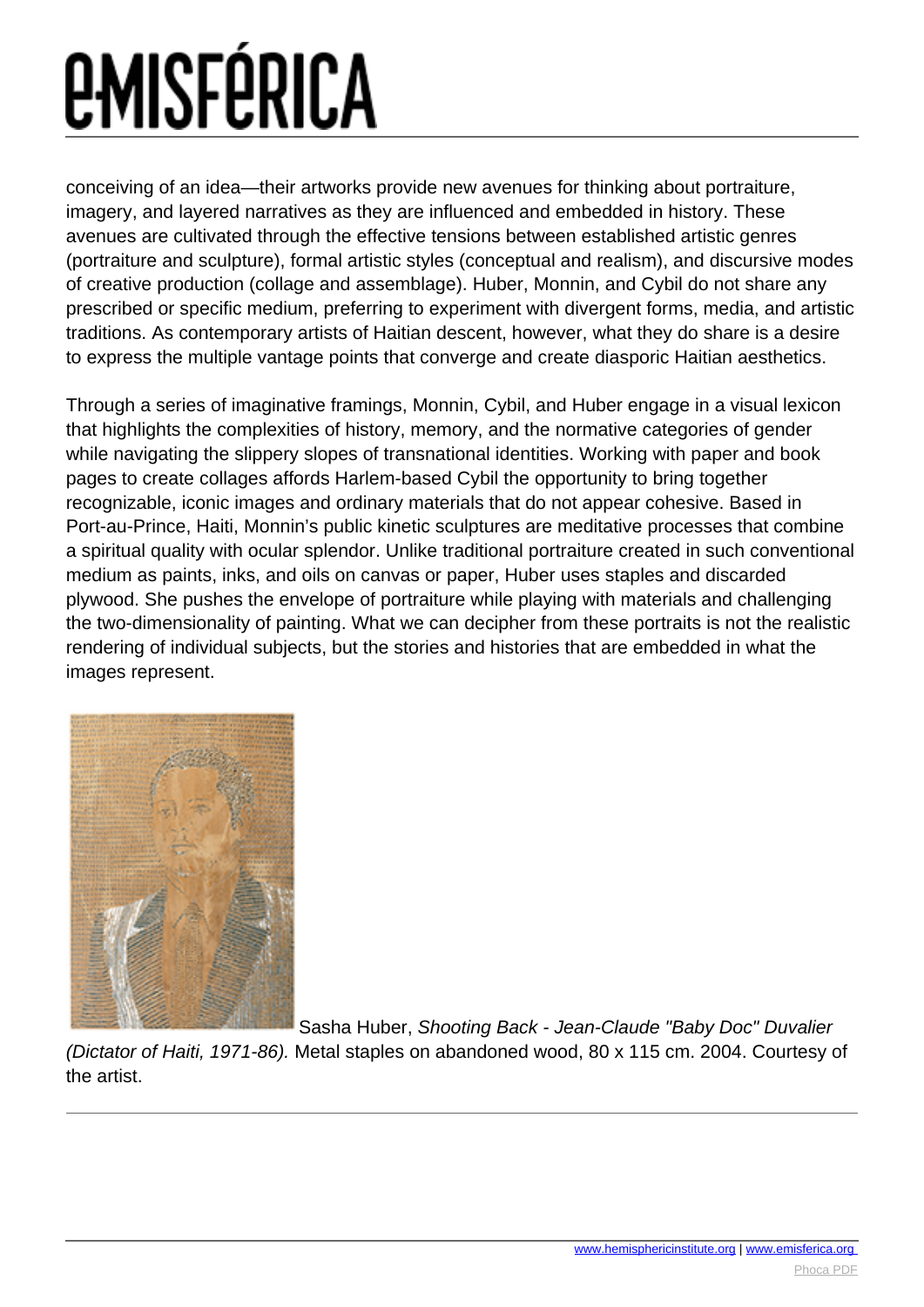conceiving of an idea—their artworks provide new avenues for thinking about portraiture, imagery, and layered narratives as they are influenced and embedded in history. These avenues are cultivated through the effective tensions between established artistic genres (portraiture and sculpture), formal artistic styles (conceptual and realism), and discursive modes of creative production (collage and assemblage). Huber, Monnin, and Cybil do not share any prescribed or specific medium, preferring to experiment with divergent forms, media, and artistic traditions. As contemporary artists of Haitian descent, however, what they do share is a desire to express the multiple vantage points that converge and create diasporic Haitian aesthetics.

Through a series of imaginative framings, Monnin, Cybil, and Huber engage in a visual lexicon that highlights the complexities of history, memory, and the normative categories of gender while navigating the slippery slopes of transnational identities. Working with paper and book pages to create collages affords Harlem-based Cybil the opportunity to bring together recognizable, iconic images and ordinary materials that do not appear cohesive. Based in Port-au-Prince, Haiti, Monnin's public kinetic sculptures are meditative processes that combine a spiritual quality with ocular splendor. Unlike traditional portraiture created in such conventional medium as paints, inks, and oils on canvas or paper, Huber uses staples and discarded plywood. She pushes the envelope of portraiture while playing with materials and challenging the two-dimensionality of painting. What we can decipher from these portraits is not the realistic rendering of individual subjects, but the stories and histories that are embedded in what the images represent.

Sasha Huber, *Shooting Back - Jean-Claude "Baby Doc" Duvalier (Dictator of Haiti, 1971-86).* Metal staples on abandoned wood, 80 x 115 cm. 2004. Courtesy of the artist.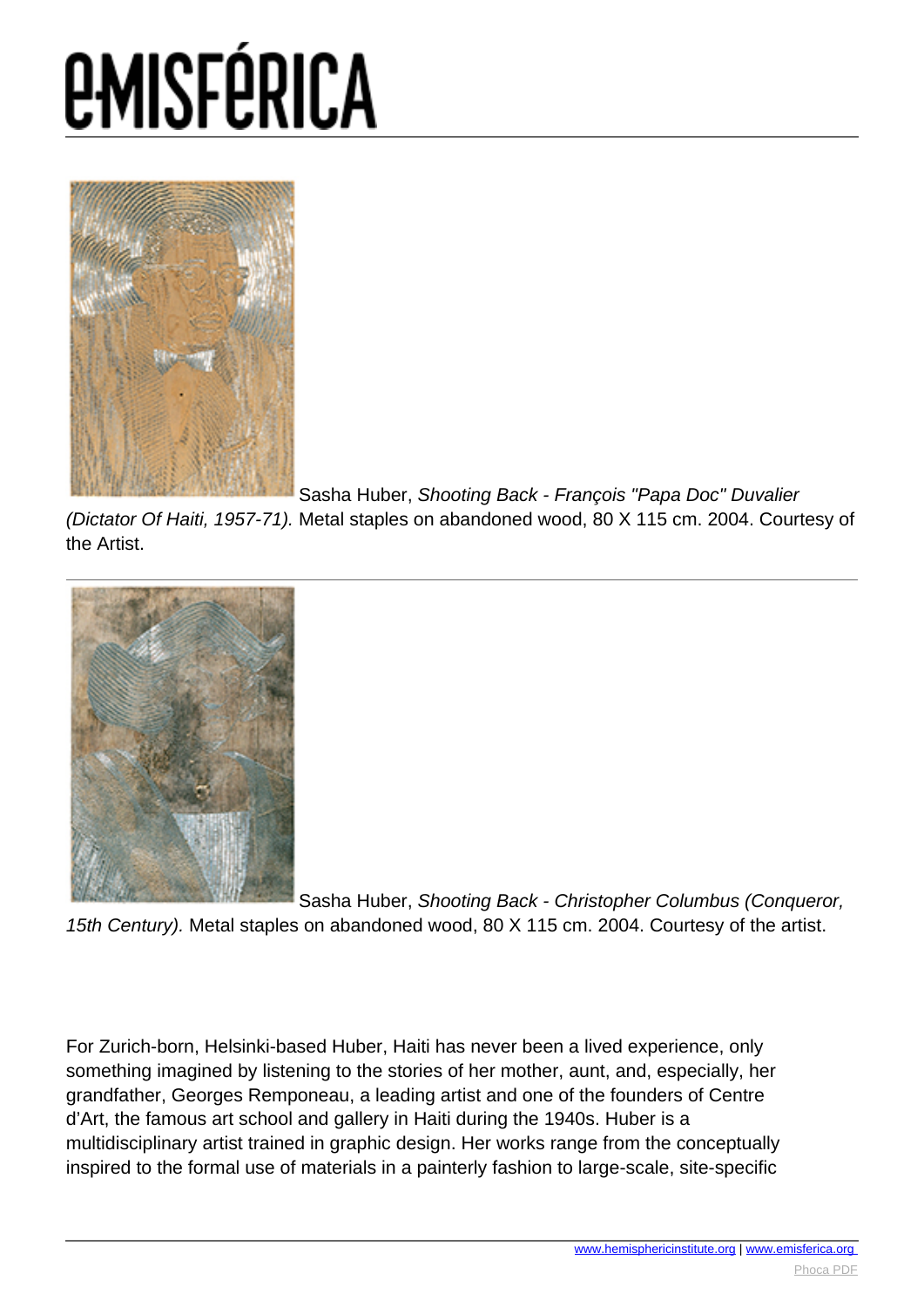Sasha Huber, *Shooting Back - François "Papa Doc" Duvalier (Dictator Of Haiti, 1957-71).* Metal staples on abandoned wood, 80 X 115 cm. 2004. Courtesy of the Artist.

---

Sasha Huber, *Shooting Back - Christopher Columbus (Conqueror, 15th Century).* Metal staples on abandoned wood, 80 X 115 cm. 2004. Courtesy of the artist.

For Zurich-born, Helsinki-based Huber, Haiti has never been a lived experience, only something imagined by listening to the stories of her mother, aunt, and, especially, her grandfather, Georges Remponeau, a leading artist and one of the founders of Centre d'Art, the famous art school and gallery in Haiti during the 1940s. Huber is a multidisciplinary artist trained in graphic design. Her works range from the conceptually inspired to the formal use of materials in a painterly fashion to large-scale, site-specific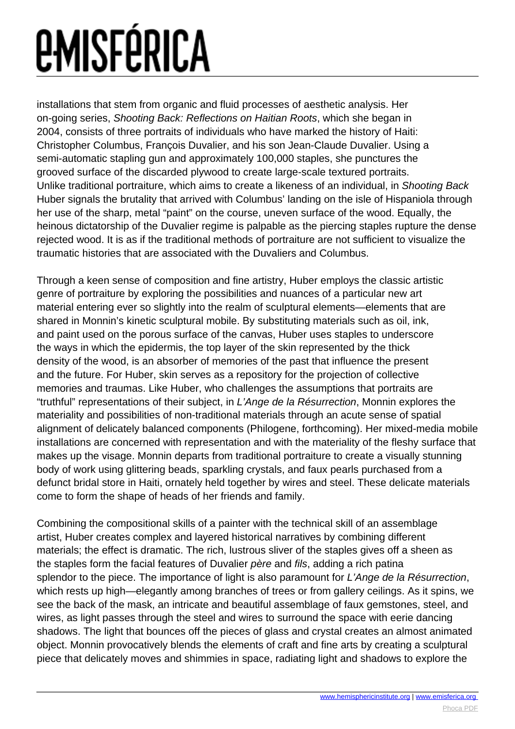installations that stem from organic and fluid processes of aesthetic analysis. Her on-going series, *Shooting Back: Reflections on Haitian Roots*, which she began in 2004, consists of three portraits of individuals who have marked the history of Haiti: Christopher Columbus, François Duvalier, and his son Jean-Claude Duvalier. Using a semi-automatic stapling gun and approximately 100,000 staples, she punctures the grooved surface of the discarded plywood to create large-scale textured portraits. Unlike traditional portraiture, which aims to create a likeness of an individual, in *Shooting Back* Huber signals the brutality that arrived with Columbus' landing on the isle of Hispaniola through her use of the sharp, metal "paint" on the course, uneven surface of the wood. Equally, the heinous dictatorship of the Duvalier regime is palpable as the piercing staples rupture the dense rejected wood. It is as if the traditional methods of portraiture are not sufficient to visualize the traumatic histories that are associated with the Duvaliers and Columbus.

Through a keen sense of composition and fine artistry, Huber employs the classic artistic genre of portraiture by exploring the possibilities and nuances of a particular new art material entering ever so slightly into the realm of sculptural elements—elements that are shared in Monnin's kinetic sculptural mobile. By substituting materials such as oil, ink, and paint used on the porous surface of the canvas, Huber uses staples to underscore the ways in which the epidermis, the top layer of the skin represented by the thick density of the wood, is an absorber of memories of the past that influence the present and the future. For Huber, skin serves as a repository for the projection of collective memories and traumas. Like Huber, who challenges the assumptions that portraits are "truthful" representations of their subject, in *L'Ange de la Résurrection*, Monnin explores the materiality and possibilities of non-traditional materials through an acute sense of spatial alignment of delicately balanced components (Philogene, forthcoming). Her mixed-media mobile installations are concerned with representation and with the materiality of the fleshy surface that makes up the visage. Monnin departs from traditional portraiture to create a visually stunning body of work using glittering beads, sparkling crystals, and faux pearls purchased from a defunct bridal store in Haiti, ornately held together by wires and steel. These delicate materials come to form the shape of heads of her friends and family.

Combining the compositional skills of a painter with the technical skill of an assemblage artist, Huber creates complex and layered historical narratives by combining different materials; the effect is dramatic. The rich, lustrous sliver of the staples gives off a sheen as the staples form the facial features of Duvalier *père* and *fils*, adding a rich patina splendor to the piece. The importance of light is also paramount for *L'Ange de la Résurrection*, which rests up high—elegantly among branches of trees or from gallery ceilings. As it spins, we see the back of the mask, an intricate and beautiful assemblage of faux gemstones, steel, and wires, as light passes through the steel and wires to surround the space with eerie dancing shadows. The light that bounces off the pieces of glass and crystal creates an almost animated object. Monnin provocatively blends the elements of craft and fine arts by creating a sculptural piece that delicately moves and shimmies in space, radiating light and shadows to explore the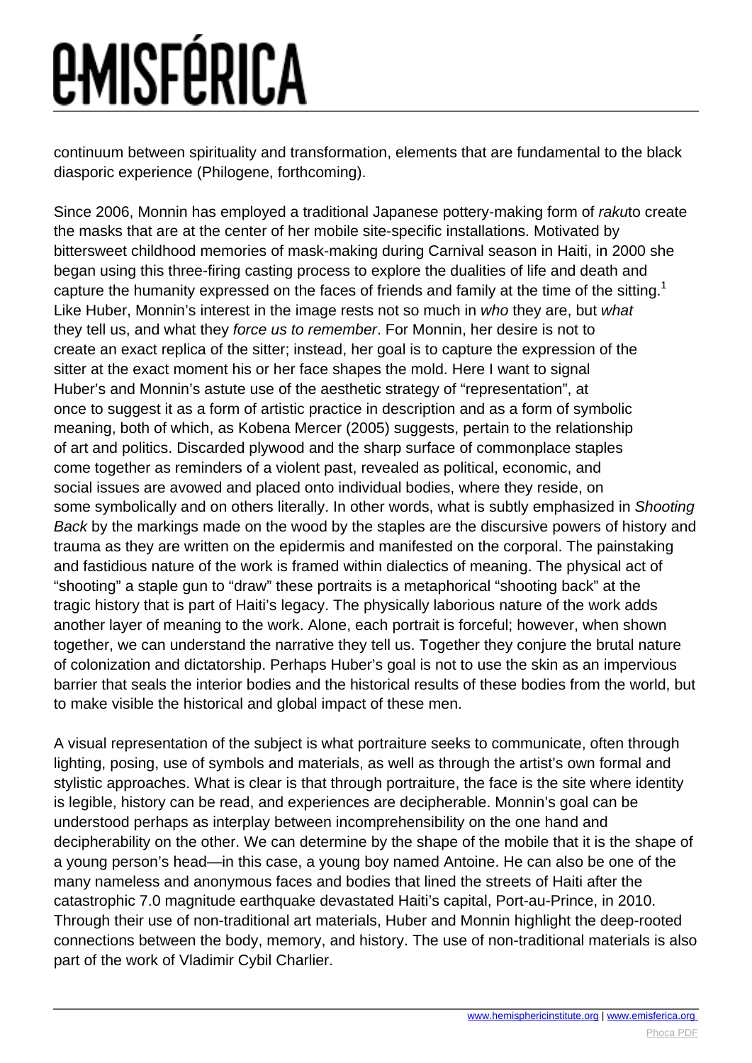continuum between spirituality and transformation, elements that are fundamental to the black diasporic experience (Philogene, forthcoming).

Since 2006, Monnin has employed a traditional Japanese pottery-making form of *raku*to create the masks that are at the center of her mobile site-specific installations. Motivated by bittersweet childhood memories of mask-making during Carnival season in Haiti, in 2000 she began using this three-firing casting process to explore the dualities of life and death and capture the humanity expressed on the faces of friends and family at the time of the sitting.[1] Like Huber, Monnin's interest in the image rests not so much in *who* they are, but *what* they tell us, and what they *force us to remember*. For Monnin, her desire is not to create an exact replica of the sitter; instead, her goal is to capture the expression of the sitter at the exact moment his or her face shapes the mold. Here I want to signal Huber's and Monnin's astute use of the aesthetic strategy of "representation", at once to suggest it as a form of artistic practice in description and as a form of symbolic meaning, both of which, as Kobena Mercer (2005) suggests, pertain to the relationship of art and politics. Discarded plywood and the sharp surface of commonplace staples come together as reminders of a violent past, revealed as political, economic, and social issues are avowed and placed onto individual bodies, where they reside, on some symbolically and on others literally. In other words, what is subtly emphasized in *Shooting Back* by the markings made on the wood by the staples are the discursive powers of history and trauma as they are written on the epidermis and manifested on the corporal. The painstaking and fastidious nature of the work is framed within dialectics of meaning. The physical act of "shooting" a staple gun to "draw" these portraits is a metaphorical "shooting back" at the tragic history that is part of Haiti's legacy. The physically laborious nature of the work adds another layer of meaning to the work. Alone, each portrait is forceful; however, when shown together, we can understand the narrative they tell us. Together they conjure the brutal nature of colonization and dictatorship. Perhaps Huber's goal is not to use the skin as an impervious barrier that seals the interior bodies and the historical results of these bodies from the world, but to make visible the historical and global impact of these men.

A visual representation of the subject is what portraiture seeks to communicate, often through lighting, posing, use of symbols and materials, as well as through the artist's own formal and stylistic approaches. What is clear is that through portraiture, the face is the site where identity is legible, history can be read, and experiences are decipherable. Monnin's goal can be understood perhaps as interplay between incomprehensibility on the one hand and decipherability on the other. We can determine by the shape of the mobile that it is the shape of a young person's head—in this case, a young boy named Antoine. He can also be one of the many nameless and anonymous faces and bodies that lined the streets of Haiti after the catastrophic 7.0 magnitude earthquake devastated Haiti's capital, Port-au-Prince, in 2010. Through their use of non-traditional art materials, Huber and Monnin highlight the deep-rooted connections between the body, memory, and history. The use of non-traditional materials is also part of the work of Vladimir Cybil Charlier.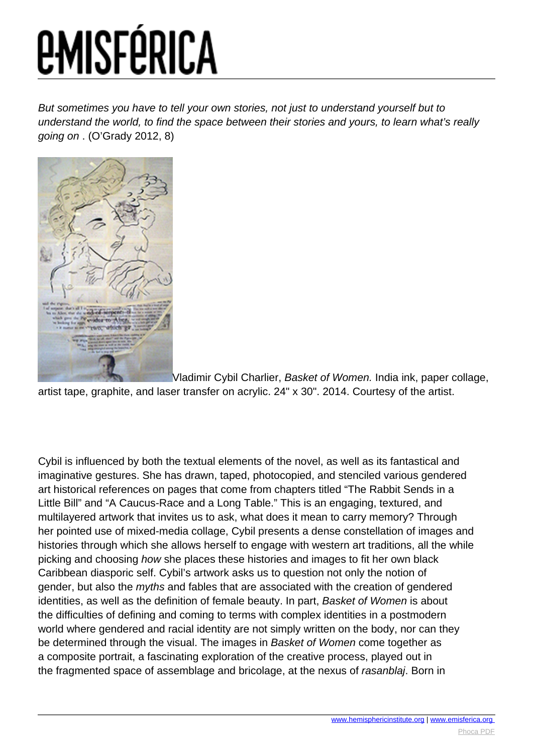*But sometimes you have to tell your own stories, not just to understand yourself but to understand the world, to find the space between their stories and yours, to learn what's really going on* . (O'Grady 2012, 8)

Vladimir Cybil Charlier, *Basket of Women.* India ink, paper collage, artist tape, graphite, and laser transfer on acrylic. 24" x 30". 2014. Courtesy of the artist.

Cybil is influenced by both the textual elements of the novel, as well as its fantastical and imaginative gestures. She has drawn, taped, photocopied, and stenciled various gendered art historical references on pages that come from chapters titled "The Rabbit Sends in a Little Bill" and "A Caucus-Race and a Long Table." This is an engaging, textured, and multilayered artwork that invites us to ask, what does it mean to carry memory? Through her pointed use of mixed-media collage, Cybil presents a dense constellation of images and histories through which she allows herself to engage with western art traditions, all the while picking and choosing *how* she places these histories and images to fit her own black Caribbean diasporic self. Cybil's artwork asks us to question not only the notion of gender, but also the *myths* and fables that are associated with the creation of gendered identities, as well as the definition of female beauty. In part, *Basket of Women* is about the difficulties of defining and coming to terms with complex identities in a postmodern world where gendered and racial identity are not simply written on the body, nor can they be determined through the visual. The images in *Basket of Women* come together as a composite portrait, a fascinating exploration of the creative process, played out in the fragmented space of assemblage and bricolage, at the nexus of *rasanblaj*. Born in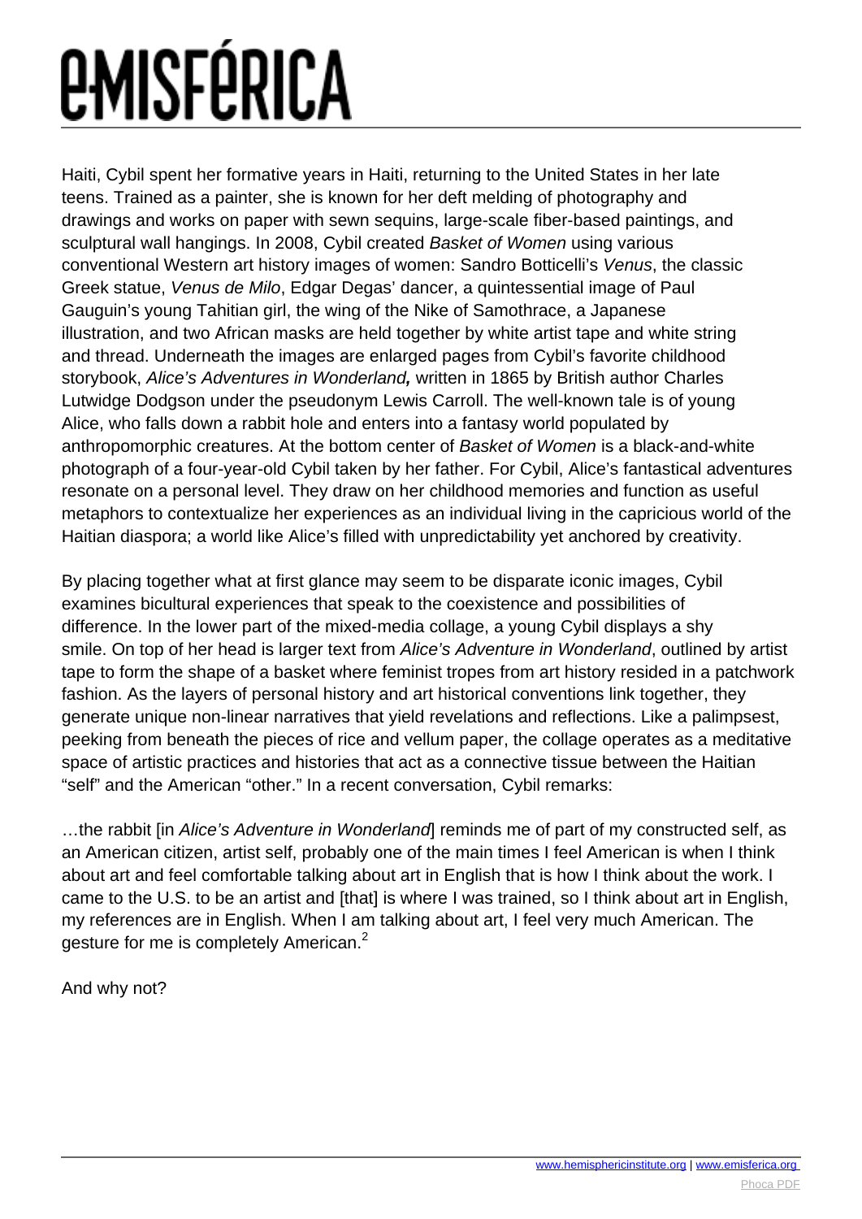Haiti, Cybil spent her formative years in Haiti, returning to the United States in her late teens. Trained as a painter, she is known for her deft melding of photography and drawings and works on paper with sewn sequins, large-scale fiber-based paintings, and sculptural wall hangings. In 2008, Cybil created *Basket of Women* using various conventional Western art history images of women: Sandro Botticelli's *Venus*, the classic Greek statue, *Venus de Milo*, Edgar Degas' dancer, a quintessential image of Paul Gauguin's young Tahitian girl, the wing of the Nike of Samothrace, a Japanese illustration, and two African masks are held together by white artist tape and white string and thread. Underneath the images are enlarged pages from Cybil's favorite childhood storybook, *Alice's Adventures in Wonderland***,** written in 1865 by British author Charles Lutwidge Dodgson under the pseudonym Lewis Carroll. The well-known tale is of young Alice, who falls down a rabbit hole and enters into a fantasy world populated by anthropomorphic creatures. At the bottom center of *Basket of Women* is a black-and-white photograph of a four-year-old Cybil taken by her father. For Cybil, Alice's fantastical adventures resonate on a personal level. They draw on her childhood memories and function as useful metaphors to contextualize her experiences as an individual living in the capricious world of the Haitian diaspora; a world like Alice's filled with unpredictability yet anchored by creativity.

By placing together what at first glance may seem to be disparate iconic images, Cybil examines bicultural experiences that speak to the coexistence and possibilities of difference. In the lower part of the mixed-media collage, a young Cybil displays a shy smile. On top of her head is larger text from *Alice's Adventure in Wonderland*, outlined by artist tape to form the shape of a basket where feminist tropes from art history resided in a patchwork fashion. As the layers of personal history and art historical conventions link together, they generate unique non-linear narratives that yield revelations and reflections. Like a palimpsest, peeking from beneath the pieces of rice and vellum paper, the collage operates as a meditative space of artistic practices and histories that act as a connective tissue between the Haitian "self" and the American "other." In a recent conversation, Cybil remarks:

…the rabbit [in *Alice's Adventure in Wonderland*] reminds me of part of my constructed self, as an American citizen, artist self, probably one of the main times I feel American is when I think about art and feel comfortable talking about art in English that is how I think about the work. I came to the U.S. to be an artist and [that] is where I was trained, so I think about art in English, my references are in English. When I am talking about art, I feel very much American. The gesture for me is completely American.[2]

And why not?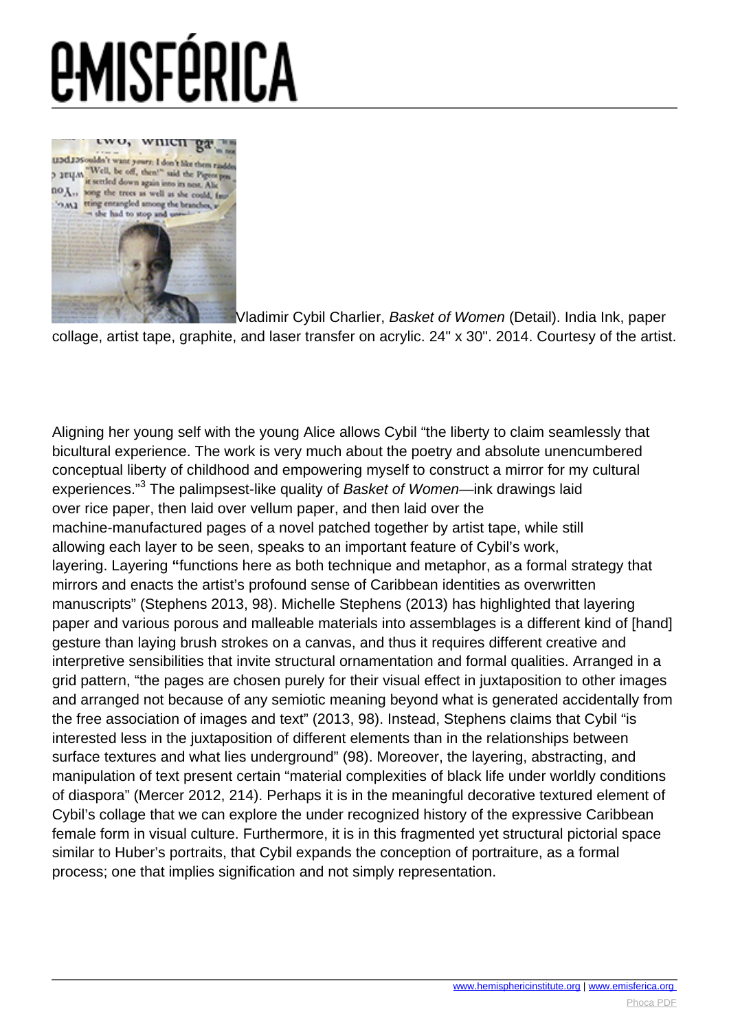Vladimir Cybil Charlier, *Basket of Women* (Detail). India Ink, paper collage, artist tape, graphite, and laser transfer on acrylic. 24" x 30". 2014. Courtesy of the artist.

Aligning her young self with the young Alice allows Cybil "the liberty to claim seamlessly that bicultural experience. The work is very much about the poetry and absolute unencumbered conceptual liberty of childhood and empowering myself to construct a mirror for my cultural experiences."[3] The palimpsest-like quality of *Basket of Women*—ink drawings laid over rice paper, then laid over vellum paper, and then laid over the machine-manufactured pages of a novel patched together by artist tape, while still allowing each layer to be seen, speaks to an important feature of Cybil's work, layering. Layering **"**functions here as both technique and metaphor, as a formal strategy that mirrors and enacts the artist's profound sense of Caribbean identities as overwritten manuscripts" (Stephens 2013, 98). Michelle Stephens (2013) has highlighted that layering paper and various porous and malleable materials into assemblages is a different kind of [hand] gesture than laying brush strokes on a canvas, and thus it requires different creative and interpretive sensibilities that invite structural ornamentation and formal qualities. Arranged in a grid pattern, "the pages are chosen purely for their visual effect in juxtaposition to other images and arranged not because of any semiotic meaning beyond what is generated accidentally from the free association of images and text" (2013, 98). Instead, Stephens claims that Cybil "is interested less in the juxtaposition of different elements than in the relationships between surface textures and what lies underground" (98). Moreover, the layering, abstracting, and manipulation of text present certain "material complexities of black life under worldly conditions of diaspora" (Mercer 2012, 214). Perhaps it is in the meaningful decorative textured element of Cybil's collage that we can explore the under recognized history of the expressive Caribbean female form in visual culture. Furthermore, it is in this fragmented yet structural pictorial space similar to Huber's portraits, that Cybil expands the conception of portraiture, as a formal process; one that implies signification and not simply representation.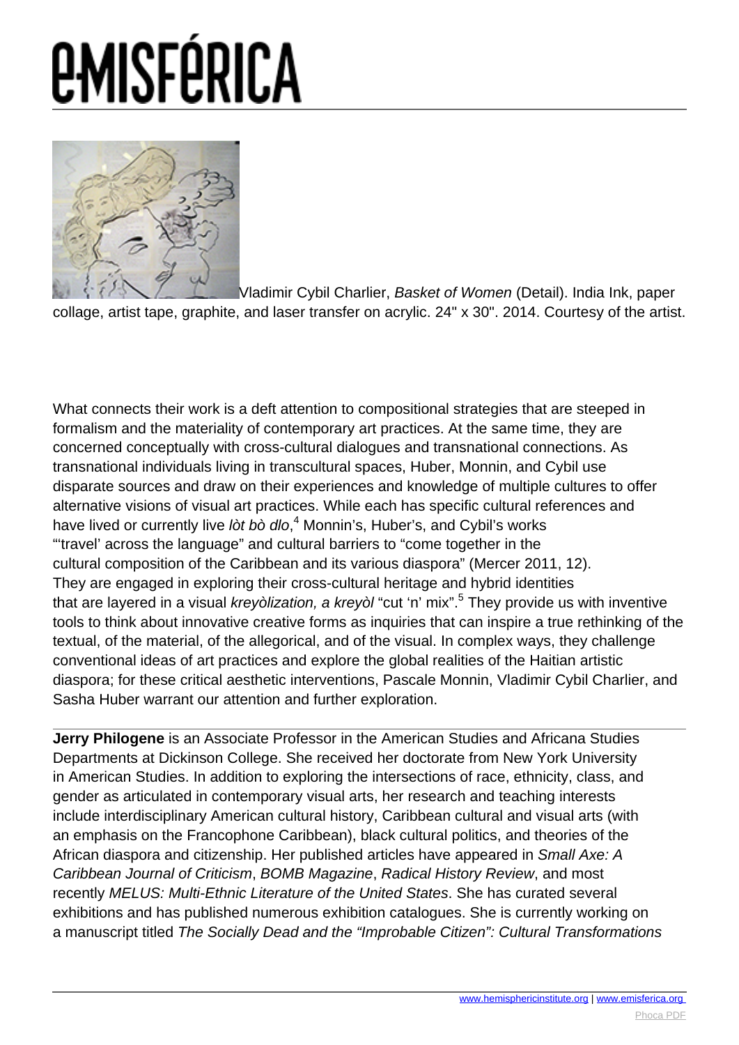Vladimir Cybil Charlier, *Basket of Women* (Detail). India Ink, paper collage, artist tape, graphite, and laser transfer on acrylic. 24" x 30". 2014. Courtesy of the artist.

What connects their work is a deft attention to compositional strategies that are steeped in formalism and the materiality of contemporary art practices. At the same time, they are concerned conceptually with cross-cultural dialogues and transnational connections. As transnational individuals living in transcultural spaces, Huber, Monnin, and Cybil use disparate sources and draw on their experiences and knowledge of multiple cultures to offer alternative visions of visual art practices. While each has specific cultural references and have lived or currently live *lòt bò dlo*,[4] Monnin's, Huber's, and Cybil's works "'travel' across the language" and cultural barriers to "come together in the cultural composition of the Caribbean and its various diaspora" (Mercer 2011, 12). They are engaged in exploring their cross-cultural heritage and hybrid identities that are layered in a visual *kreyòlization, a kreyòl* "cut 'n' mix".[5] They provide us with inventive tools to think about innovative creative forms as inquiries that can inspire a true rethinking of the textual, of the material, of the allegorical, and of the visual. In complex ways, they challenge conventional ideas of art practices and explore the global realities of the Haitian artistic diaspora; for these critical aesthetic interventions, Pascale Monnin, Vladimir Cybil Charlier, and Sasha Huber warrant our attention and further exploration.

---

**Jerry Philogene** is an Associate Professor in the American Studies and Africana Studies Departments at Dickinson College. She received her doctorate from New York University in American Studies. In addition to exploring the intersections of race, ethnicity, class, and gender as articulated in contemporary visual arts, her research and teaching interests include interdisciplinary American cultural history, Caribbean cultural and visual arts (with an emphasis on the Francophone Caribbean), black cultural politics, and theories of the African diaspora and citizenship. Her published articles have appeared in *Small Axe: A Caribbean Journal of Criticism*, *BOMB Magazine*, *Radical History Review*, and most recently *MELUS: Multi-Ethnic Literature of the United States*. She has curated several exhibitions and has published numerous exhibition catalogues. She is currently working on a manuscript titled *The Socially Dead and the "Improbable Citizen": Cultural Transformations*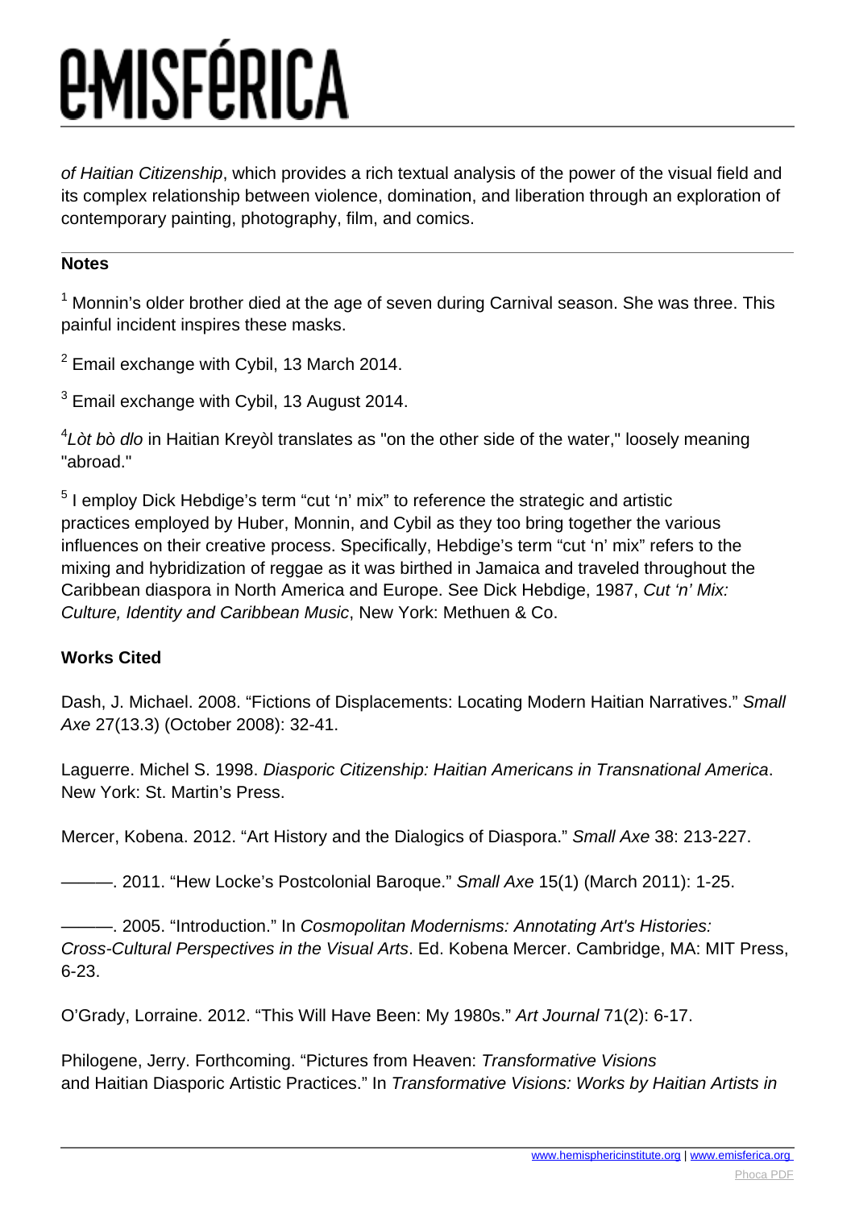*of Haitian Citizenship*, which provides a rich textual analysis of the power of the visual field and its complex relationship between violence, domination, and liberation through an exploration of contemporary painting, photography, film, and comics.

---

**Notes**

[1] Monnin's older brother died at the age of seven during Carnival season. She was three. This painful incident inspires these masks.

[2] Email exchange with Cybil, 13 March 2014.

[3] Email exchange with Cybil, 13 August 2014.

[4] *Lòt bò dlo* in Haitian Kreyòl translates as "on the other side of the water," loosely meaning "abroad."

[5] I employ Dick Hebdige's term "cut 'n' mix" to reference the strategic and artistic practices employed by Huber, Monnin, and Cybil as they too bring together the various influences on their creative process. Specifically, Hebdige's term "cut 'n' mix" refers to the mixing and hybridization of reggae as it was birthed in Jamaica and traveled throughout the Caribbean diaspora in North America and Europe. See Dick Hebdige, 1987, *Cut 'n' Mix: Culture, Identity and Caribbean Music*, New York: Methuen & Co.

**Works Cited**

Dash, J. Michael. 2008. "Fictions of Displacements: Locating Modern Haitian Narratives." *Small Axe* 27(13.3) (October 2008): 32-41.

Laguerre. Michel S. 1998. *Diasporic Citizenship: Haitian Americans in Transnational America*. New York: St. Martin's Press.

Mercer, Kobena. 2012. "Art History and the Dialogics of Diaspora." *Small Axe* 38: 213-227.

———. 2011. "Hew Locke's Postcolonial Baroque." *Small Axe* 15(1) (March 2011): 1-25.

———. 2005. "Introduction." In *Cosmopolitan Modernisms: Annotating Art's Histories: Cross-Cultural Perspectives in the Visual Arts*. Ed. Kobena Mercer. Cambridge, MA: MIT Press, 6-23.

O'Grady, Lorraine. 2012. "This Will Have Been: My 1980s." *Art Journal* 71(2): 6-17.

Philogene, Jerry. Forthcoming. "Pictures from Heaven: *Transformative Visions* and Haitian Diasporic Artistic Practices." In *Transformative Visions: Works by Haitian Artists in*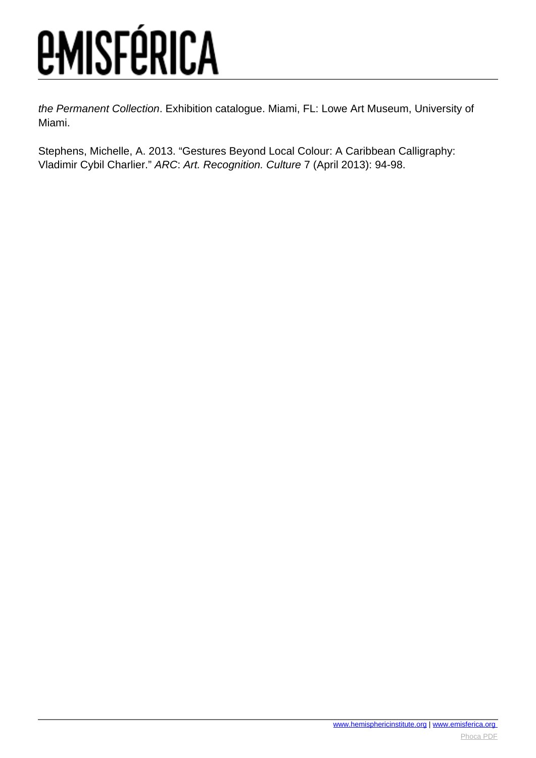*the Permanent Collection*. Exhibition catalogue. Miami, FL: Lowe Art Museum, University of Miami.

Stephens, Michelle, A. 2013. "Gestures Beyond Local Colour: A Caribbean Calligraphy: Vladimir Cybil Charlier." *ARC*: *Art. Recognition. Culture* 7 (April 2013): 94-98.